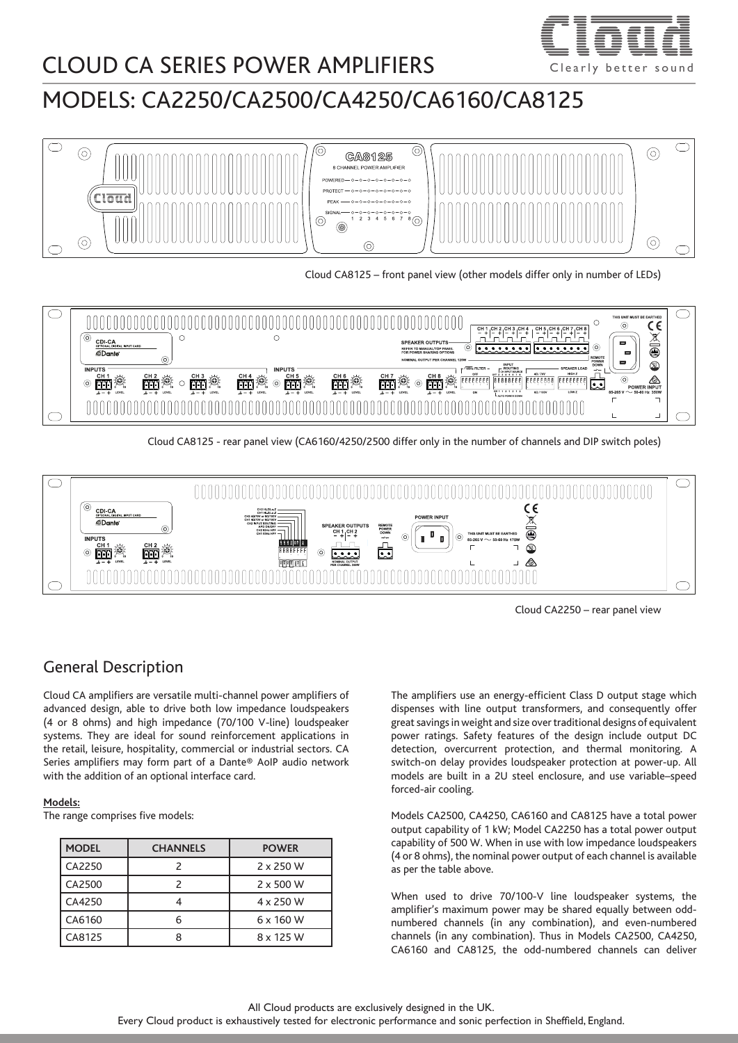# CLOUD CA SERIES POWER AMPLIFIERS

# MODELS: CA2250/CA2500/CA4250/CA6160/CA8125

Cloud CA8125 – front panel view (other models differ only in number of LEDs)

Cloud CA8125 - rear panel view (CA6160/4250/2500 differ only in the number of channels and DIP switch poles)

Cloud CA2250 – rear panel view

## General Description

Cloud CA amplifiers are versatile multi-channel power amplifiers of advanced design, able to drive both low impedance loudspeakers (4 or 8 ohms) and high impedance (70/100 V-line) loudspeaker systems. They are ideal for sound reinforcement applications in the retail, leisure, hospitality, commercial or industrial sectors. CA Series amplifiers may form part of a Dante® AoIP audio network with the addition of an optional interface card.

**Models:**

The range comprises five models:

| MODEL | CHANNELS | POWER |
|---|---|---|
| CA2250 | 2 | 2 x 250 W |
| CA2500 | 2 | 2 x 500 W |
| CA4250 | 4 | 4 x 250 W |
| CA6160 | 6 | 6 x 160 W |
| CA8125 | 8 | 8 x 125 W |

The amplifiers use an energy-efficient Class D output stage which dispenses with line output transformers, and consequently offer great savings in weight and size over traditional designs of equivalent power ratings. Safety features of the design include output DC detection, overcurrent protection, and thermal monitoring. A switch-on delay provides loudspeaker protection at power-up. All models are built in a 2U steel enclosure, and use variable–speed forced-air cooling.

Models CA2500, CA4250, CA6160 and CA8125 have a total power output capability of 1 kW; Model CA2250 has a total power output capability of 500 W. When in use with low impedance loudspeakers (4 or 8 ohms), the nominal power output of each channel is available as per the table above.

When used to drive 70/100-V line loudspeaker systems, the amplifier's maximum power may be shared equally between odd-numbered channels (in any combination), and even-numbered channels (in any combination). Thus in Models CA2500, CA4250, CA6160 and CA8125, the odd-numbered channels can deliver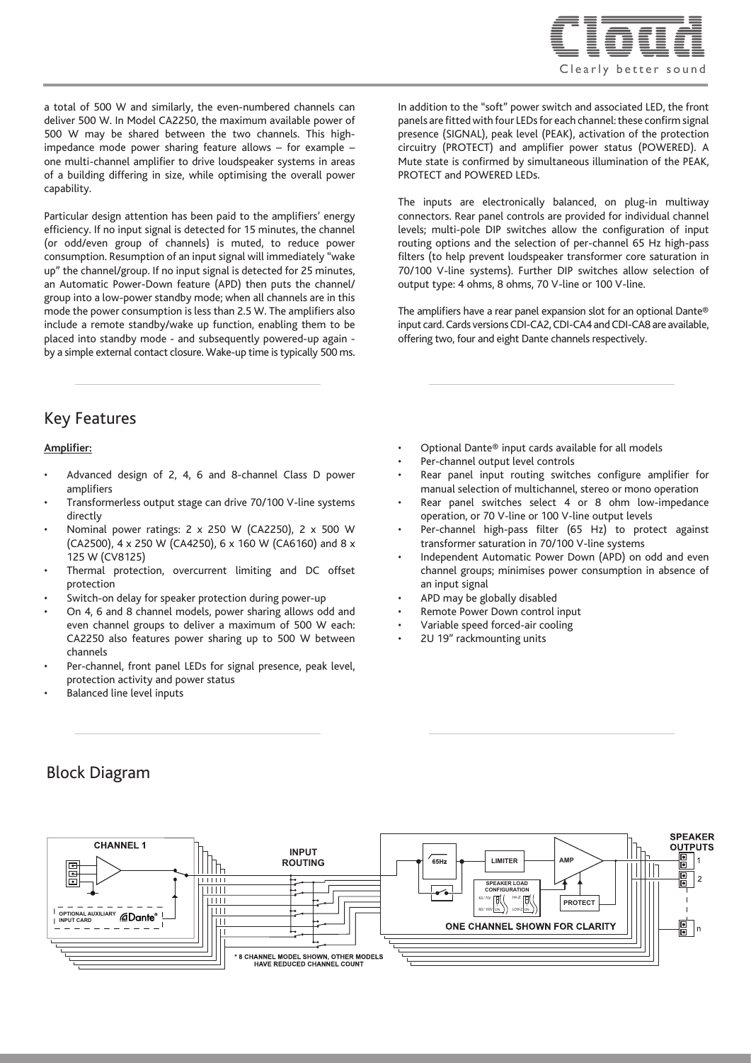a total of 500 W and similarly, the even-numbered channels can deliver 500 W. In Model CA2250, the maximum available power of 500 W may be shared between the two channels. This high-impedance mode power sharing feature allows – for example – one multi-channel amplifier to drive loudspeaker systems in areas of a building differing in size, while optimising the overall power capability.

Particular design attention has been paid to the amplifiers' energy efficiency. If no input signal is detected for 15 minutes, the channel (or odd/even group of channels) is muted, to reduce power consumption. Resumption of an input signal will immediately "wake up" the channel/group. If no input signal is detected for 25 minutes, an Automatic Power-Down feature (APD) then puts the channel/group into a low-power standby mode; when all channels are in this mode the power consumption is less than 2.5 W. The amplifiers also include a remote standby/wake up function, enabling them to be placed into standby mode - and subsequently powered-up again - by a simple external contact closure. Wake-up time is typically 500 ms.

In addition to the "soft" power switch and associated LED, the front panels are fitted with four LEDs for each channel: these confirm signal presence (SIGNAL), peak level (PEAK), activation of the protection circuitry (PROTECT) and amplifier power status (POWERED). A Mute state is confirmed by simultaneous illumination of the PEAK, PROTECT and POWERED LEDs.

The inputs are electronically balanced, on plug-in multiway connectors. Rear panel controls are provided for individual channel levels; multi-pole DIP switches allow the configuration of input routing options and the selection of per-channel 65 Hz high-pass filters (to help prevent loudspeaker transformer core saturation in 70/100 V-line systems). Further DIP switches allow selection of output type: 4 ohms, 8 ohms, 70 V-line or 100 V-line.

The amplifiers have a rear panel expansion slot for an optional Dante® input card. Cards versions CDI-CA2, CDI-CA4 and CDI-CA8 are available, offering two, four and eight Dante channels respectively.

## Key Features

**Amplifier:**

- Advanced design of 2, 4, 6 and 8-channel Class D power amplifiers
- Transformerless output stage can drive 70/100 V-line systems directly
- Nominal power ratings: 2 x 250 W (CA2250), 2 x 500 W (CA2500), 4 x 250 W (CA4250), 6 x 160 W (CA6160) and 8 x 125 W (CV8125)
- Thermal protection, overcurrent limiting and DC offset protection
- Switch-on delay for speaker protection during power-up
- On 4, 6 and 8 channel models, power sharing allows odd and even channel groups to deliver a maximum of 500 W each: CA2250 also features power sharing up to 500 W between channels
- Per-channel, front panel LEDs for signal presence, peak level, protection activity and power status
- Balanced line level inputs
- Optional Dante® input cards available for all models
- Per-channel output level controls
- Rear panel input routing switches configure amplifier for manual selection of multichannel, stereo or mono operation
- Rear panel switches select 4 or 8 ohm low-impedance operation, or 70 V-line or 100 V-line output levels
- Per-channel high-pass filter (65 Hz) to protect against transformer saturation in 70/100 V-line systems
- Independent Automatic Power Down (APD) on odd and even channel groups; minimises power consumption in absence of an input signal
- APD may be globally disabled
- Remote Power Down control input
- Variable speed forced-air cooling
- 2U 19" rackmounting units

## Block Diagram

CHANNEL 1 — OPTIONAL AUXILIARY INPUT CARD (Dante®) — INPUT ROUTING — 65Hz — LIMITER — AMP — SPEAKER LOAD CONFIGURATION (4Ω / 70V, 8Ω / 100V, HI-Z, LOW-Z) — PROTECT — SPEAKER OUTPUTS 1, 2, n

ONE CHANNEL SHOWN FOR CLARITY

\* 8 CHANNEL MODEL SHOWN, OTHER MODELS HAVE REDUCED CHANNEL COUNT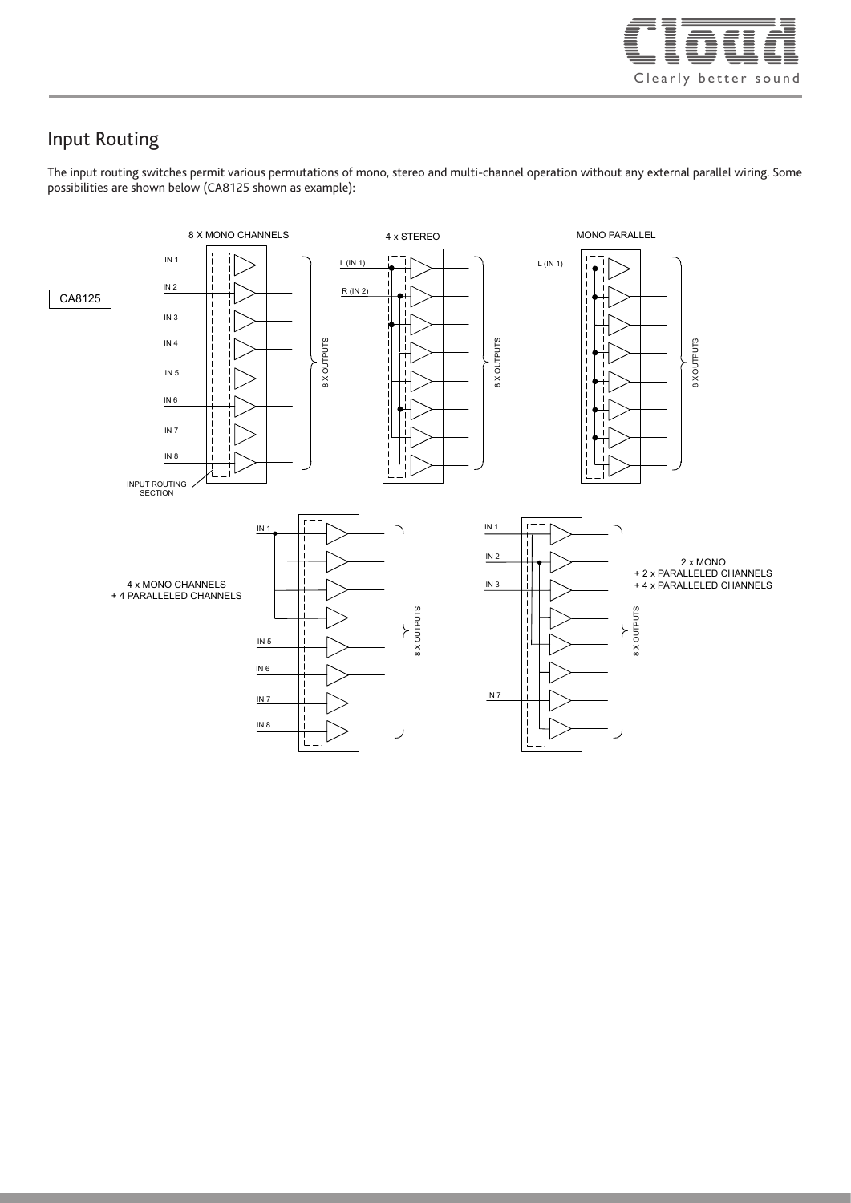## Input Routing

The input routing switches permit various permutations of mono, stereo and multi-channel operation without any external parallel wiring. Some possibilities are shown below (CA8125 shown as example):

CA8125

8 X MONO CHANNELS

IN 1
IN 2
IN 3
IN 4
IN 5
IN 6
IN 7
IN 8

8 X OUTPUTS

INPUT ROUTING SECTION

4 x STEREO

L (IN 1)
R (IN 2)

8 X OUTPUTS

MONO PARALLEL

L (IN 1)

8 X OUTPUTS

4 x MONO CHANNELS
+ 4 PARALLELED CHANNELS

IN 1
IN 5
IN 6
IN 7
IN 8

8 X OUTPUTS

2 x MONO
+ 2 x PARALLELED CHANNELS
+ 4 x PARALLELED CHANNELS

IN 1
IN 2
IN 3
IN 7

8 X OUTPUTS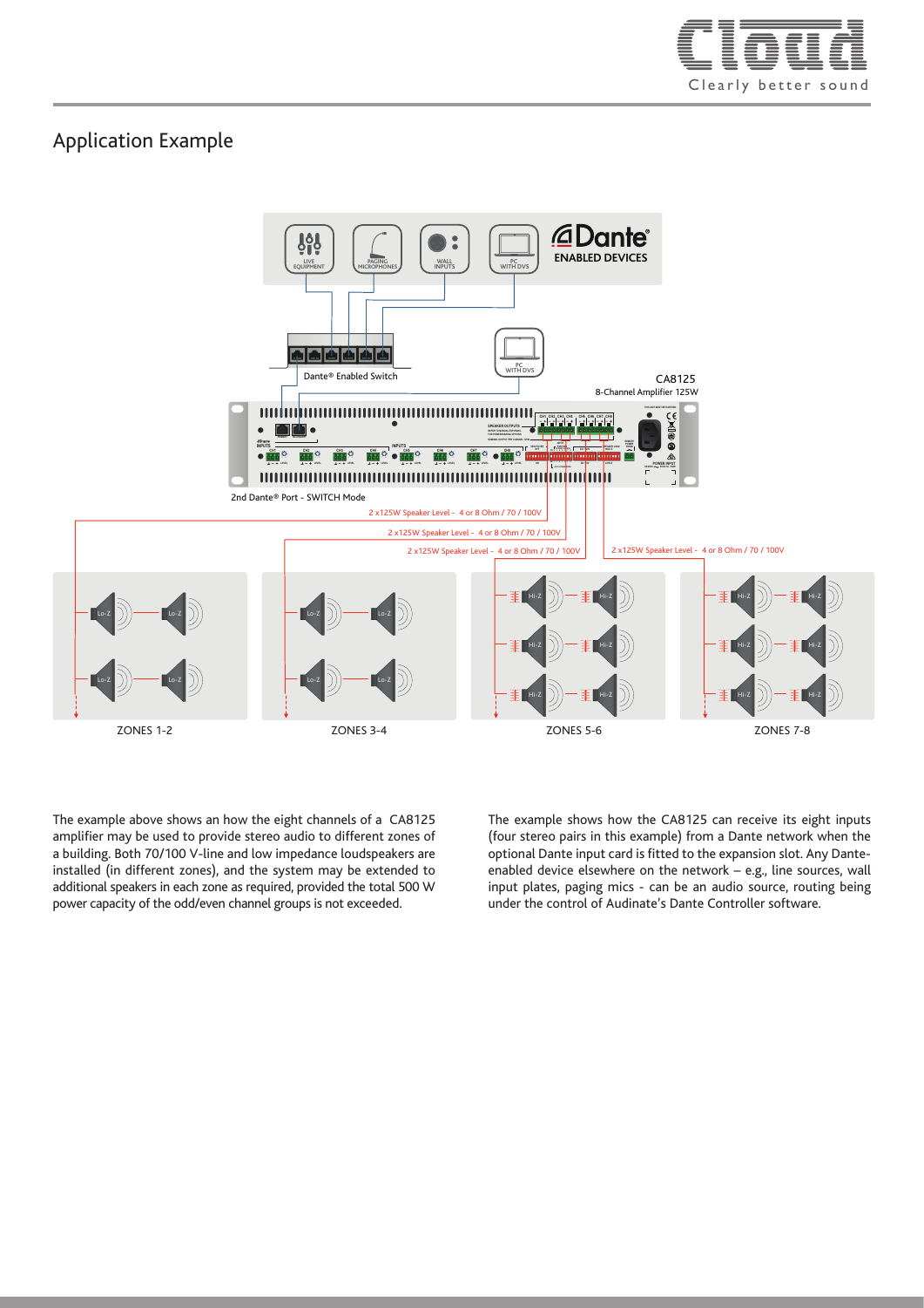# Application Example

The example above shows an how the eight channels of a CA8125 amplifier may be used to provide stereo audio to different zones of a building. Both 70/100 V-line and low impedance loudspeakers are installed (in different zones), and the system may be extended to additional speakers in each zone as required, provided the total 500 W power capacity of the odd/even channel groups is not exceeded.

The example shows how the CA8125 can receive its eight inputs (four stereo pairs in this example) from a Dante network when the optional Dante input card is fitted to the expansion slot. Any Dante-enabled device elsewhere on the network – e.g., line sources, wall input plates, paging mics - can be an audio source, routing being under the control of Audinate's Dante Controller software.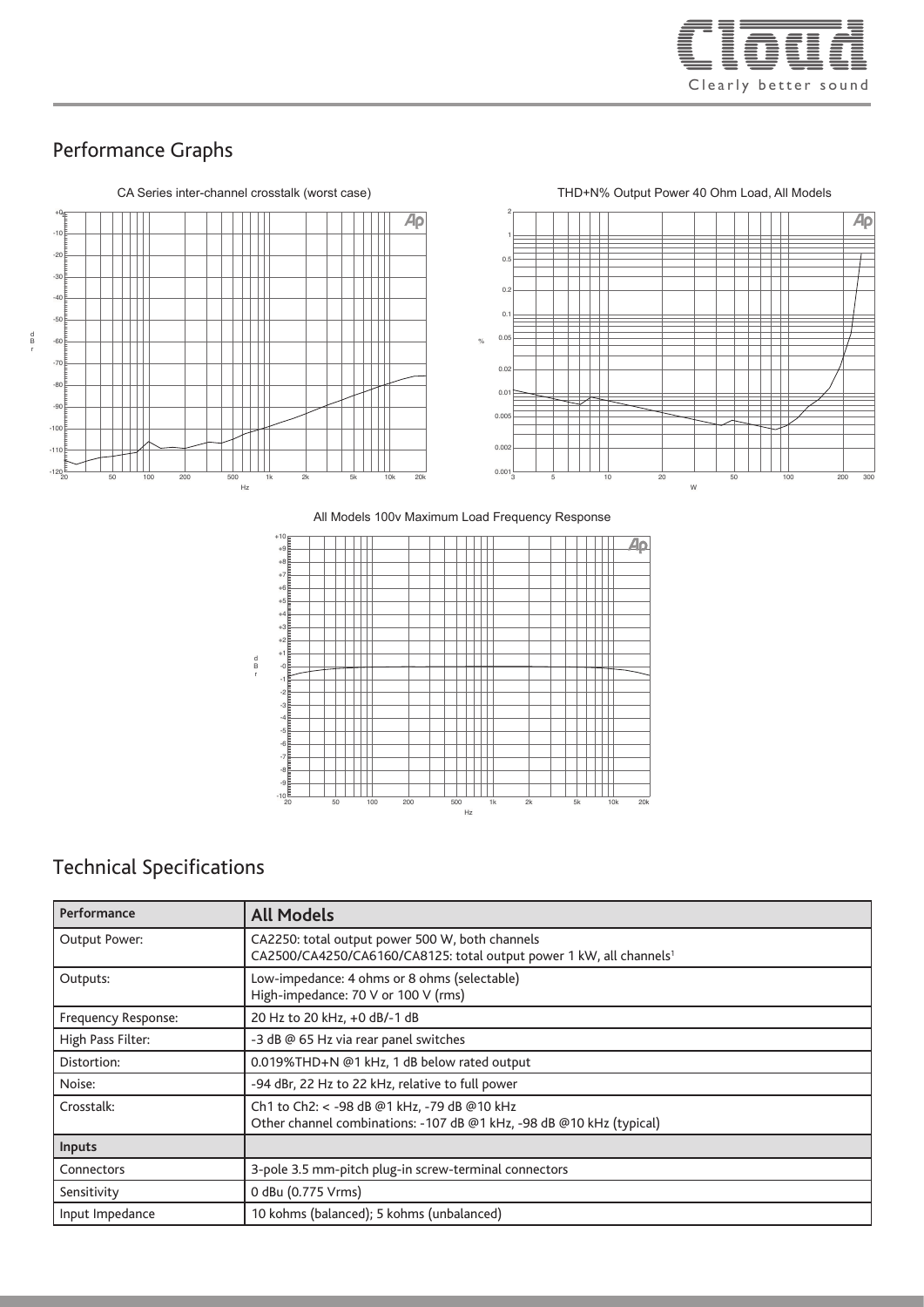## Performance Graphs

CA Series inter-channel crosstalk (worst case)

THD+N% Output Power 40 Ohm Load, All Models

All Models 100v Maximum Load Frequency Response

## Technical Specifications

| Performance | All Models |
|---|---|
| Output Power: | CA2250: total output power 500 W, both channels<br>CA2500/CA4250/CA6160/CA8125: total output power 1 kW, all channels[1] |
| Outputs: | Low-impedance: 4 ohms or 8 ohms (selectable)<br>High-impedance: 70 V or 100 V (rms) |
| Frequency Response: | 20 Hz to 20 kHz, +0 dB/-1 dB |
| High Pass Filter: | -3 dB @ 65 Hz via rear panel switches |
| Distortion: | 0.019%THD+N @1 kHz, 1 dB below rated output |
| Noise: | -94 dBr, 22 Hz to 22 kHz, relative to full power |
| Crosstalk: | Ch1 to Ch2: < -98 dB @1 kHz, -79 dB @10 kHz<br>Other channel combinations: -107 dB @1 kHz, -98 dB @10 kHz (typical) |
| **Inputs** | |
| Connectors | 3-pole 3.5 mm-pitch plug-in screw-terminal connectors |
| Sensitivity | 0 dBu (0.775 Vrms) |
| Input Impedance | 10 kohms (balanced); 5 kohms (unbalanced) |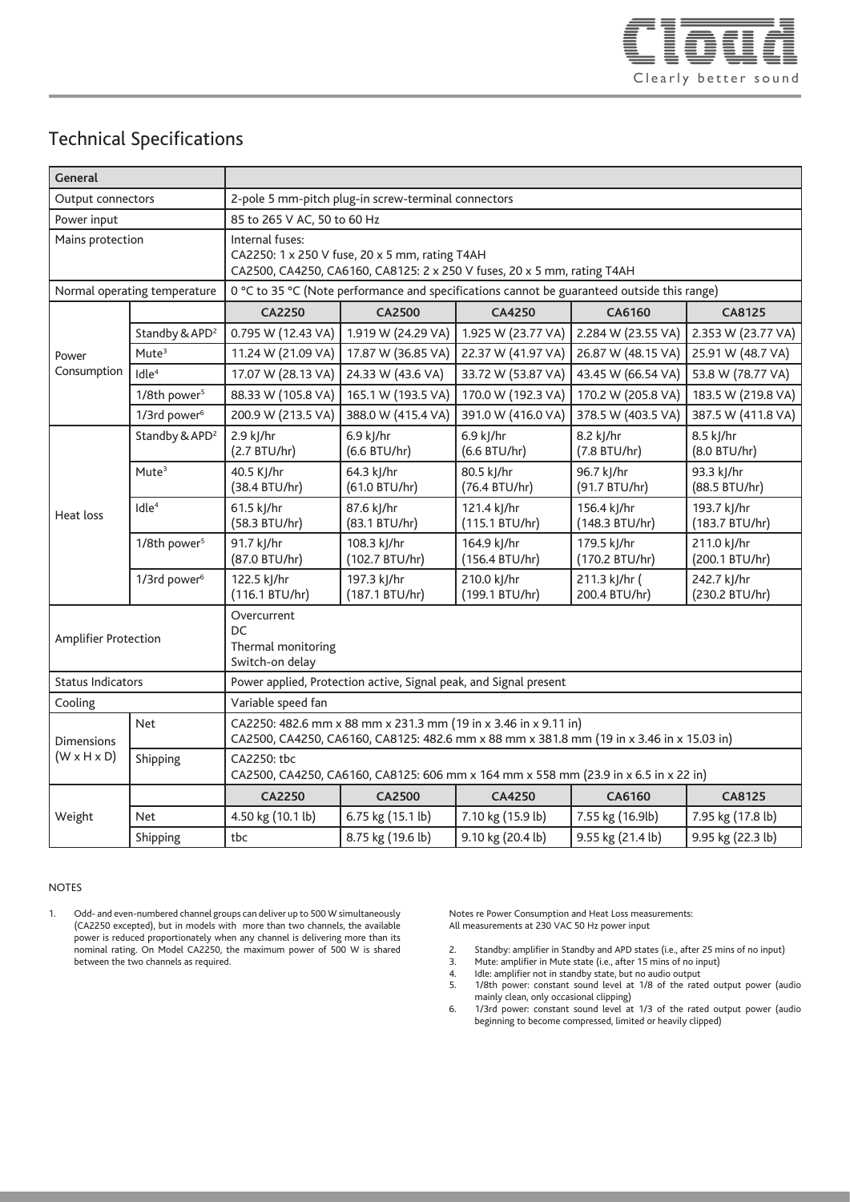## Technical Specifications

| General | | | | | | |
|---|---|---|---|---|---|---|
| Output connectors | | 2-pole 5 mm-pitch plug-in screw-terminal connectors | | | | |
| Power input | | 85 to 265 V AC, 50 to 60 Hz | | | | |
| Mains protection | | Internal fuses:<br>CA2250: 1 x 250 V fuse, 20 x 5 mm, rating T4AH<br>CA2500, CA4250, CA6160, CA8125: 2 x 250 V fuses, 20 x 5 mm, rating T4AH | | | | |
| Normal operating temperature | | 0 °C to 35 °C (Note performance and specifications cannot be guaranteed outside this range) | | | | |
| Power Consumption | | **CA2250** | **CA2500** | **CA4250** | **CA6160** | **CA8125** |
| | Standby & APD[2] | 0.795 W (12.43 VA) | 1.919 W (24.29 VA) | 1.925 W (23.77 VA) | 2.284 W (23.55 VA) | 2.353 W (23.77 VA) |
| | Mute[3] | 11.24 W (21.09 VA) | 17.87 W (36.85 VA) | 22.37 W (41.97 VA) | 26.87 W (48.15 VA) | 25.91 W (48.7 VA) |
| | Idle[4] | 17.07 W (28.13 VA) | 24.33 W (43.6 VA) | 33.72 W (53.87 VA) | 43.45 W (66.54 VA) | 53.8 W (78.77 VA) |
| | 1/8th power[5] | 88.33 W (105.8 VA) | 165.1 W (193.5 VA) | 170.0 W (192.3 VA) | 170.2 W (205.8 VA) | 183.5 W (219.8 VA) |
| | 1/3rd power[6] | 200.9 W (213.5 VA) | 388.0 W (415.4 VA) | 391.0 W (416.0 VA) | 378.5 W (403.5 VA) | 387.5 W (411.8 VA) |
| Heat loss | Standby & APD[2] | 2.9 kJ/hr (2.7 BTU/hr) | 6.9 kJ/hr (6.6 BTU/hr) | 6.9 kJ/hr (6.6 BTU/hr) | 8.2 kJ/hr (7.8 BTU/hr) | 8.5 kJ/hr (8.0 BTU/hr) |
| | Mute[3] | 40.5 KJ/hr (38.4 BTU/hr) | 64.3 kJ/hr (61.0 BTU/hr) | 80.5 kJ/hr (76.4 BTU/hr) | 96.7 kJ/hr (91.7 BTU/hr) | 93.3 kJ/hr (88.5 BTU/hr) |
| | Idle[4] | 61.5 kJ/hr (58.3 BTU/hr) | 87.6 kJ/hr (83.1 BTU/hr) | 121.4 kJ/hr (115.1 BTU/hr) | 156.4 kJ/hr (148.3 BTU/hr) | 193.7 kJ/hr (183.7 BTU/hr) |
| | 1/8th power[5] | 91.7 kJ/hr (87.0 BTU/hr) | 108.3 kJ/hr (102.7 BTU/hr) | 164.9 kJ/hr (156.4 BTU/hr) | 179.5 kJ/hr (170.2 BTU/hr) | 211.0 kJ/hr (200.1 BTU/hr) |
| | 1/3rd power[6] | 122.5 kJ/hr (116.1 BTU/hr) | 197.3 kJ/hr (187.1 BTU/hr) | 210.0 kJ/hr (199.1 BTU/hr) | 211.3 kJ/hr ( 200.4 BTU/hr) | 242.7 kJ/hr (230.2 BTU/hr) |
| Amplifier Protection | | Overcurrent<br>DC<br>Thermal monitoring<br>Switch-on delay | | | | |
| Status Indicators | | Power applied, Protection active, Signal peak, and Signal present | | | | |
| Cooling | | Variable speed fan | | | | |
| Dimensions (W x H x D) | Net | CA2250: 482.6 mm x 88 mm x 231.3 mm (19 in x 3.46 in x 9.11 in)<br>CA2500, CA4250, CA6160, CA8125: 482.6 mm x 88 mm x 381.8 mm (19 in x 3.46 in x 15.03 in) | | | | |
| | Shipping | CA2250: tbc<br>CA2500, CA4250, CA6160, CA8125: 606 mm x 164 mm x 558 mm (23.9 in x 6.5 in x 22 in) | | | | |
| Weight | | **CA2250** | **CA2500** | **CA4250** | **CA6160** | **CA8125** |
| | Net | 4.50 kg (10.1 lb) | 6.75 kg (15.1 lb) | 7.10 kg (15.9 lb) | 7.55 kg (16.9lb) | 7.95 kg (17.8 lb) |
| | Shipping | tbc | 8.75 kg (19.6 lb) | 9.10 kg (20.4 lb) | 9.55 kg (21.4 lb) | 9.95 kg (22.3 lb) |

NOTES

1. Odd- and even-numbered channel groups can deliver up to 500 W simultaneously (CA2250 excepted), but in models with more than two channels, the available power is reduced proportionately when any channel is delivering more than its nominal rating. On Model CA2250, the maximum power of 500 W is shared between the two channels as required.

Notes re Power Consumption and Heat Loss measurements:
All measurements at 230 VAC 50 Hz power input

2. Standby: amplifier in Standby and APD states (i.e., after 25 mins of no input)
3. Mute: amplifier in Mute state (i.e., after 15 mins of no input)
4. Idle: amplifier not in standby state, but no audio output
5. 1/8th power: constant sound level at 1/8 of the rated output power (audio mainly clean, only occasional clipping)
6. 1/3rd power: constant sound level at 1/3 of the rated output power (audio beginning to become compressed, limited or heavily clipped)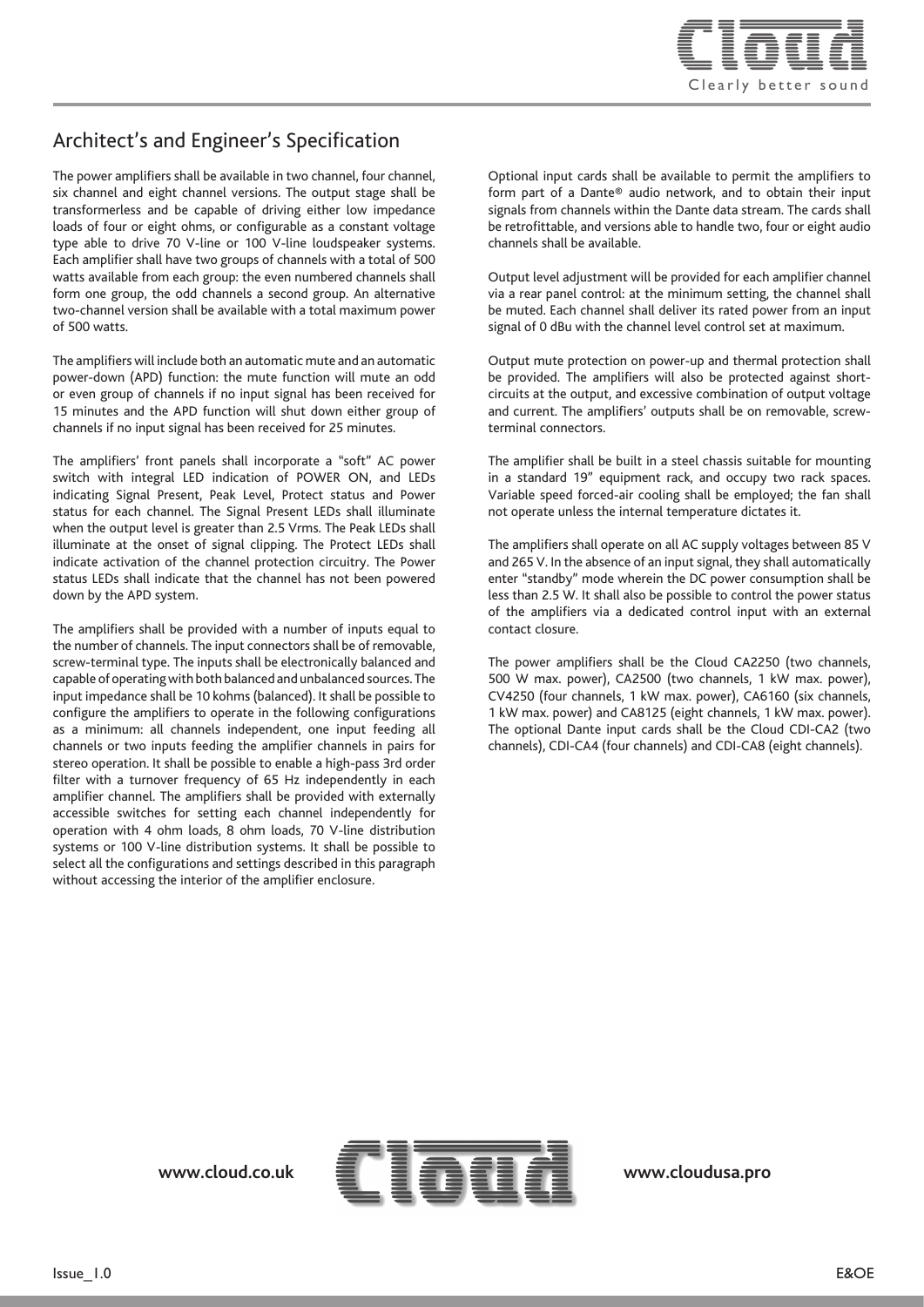# Architect's and Engineer's Specification

The power amplifiers shall be available in two channel, four channel, six channel and eight channel versions. The output stage shall be transformerless and be capable of driving either low impedance loads of four or eight ohms, or configurable as a constant voltage type able to drive 70 V-line or 100 V-line loudspeaker systems. Each amplifier shall have two groups of channels with a total of 500 watts available from each group: the even numbered channels shall form one group, the odd channels a second group. An alternative two-channel version shall be available with a total maximum power of 500 watts.

The amplifiers will include both an automatic mute and an automatic power-down (APD) function: the mute function will mute an odd or even group of channels if no input signal has been received for 15 minutes and the APD function will shut down either group of channels if no input signal has been received for 25 minutes.

The amplifiers' front panels shall incorporate a "soft" AC power switch with integral LED indication of POWER ON, and LEDs indicating Signal Present, Peak Level, Protect status and Power status for each channel. The Signal Present LEDs shall illuminate when the output level is greater than 2.5 Vrms. The Peak LEDs shall illuminate at the onset of signal clipping. The Protect LEDs shall indicate activation of the channel protection circuitry. The Power status LEDs shall indicate that the channel has not been powered down by the APD system.

The amplifiers shall be provided with a number of inputs equal to the number of channels. The input connectors shall be of removable, screw-terminal type. The inputs shall be electronically balanced and capable of operating with both balanced and unbalanced sources. The input impedance shall be 10 kohms (balanced). It shall be possible to configure the amplifiers to operate in the following configurations as a minimum: all channels independent, one input feeding all channels or two inputs feeding the amplifier channels in pairs for stereo operation. It shall be possible to enable a high-pass 3rd order filter with a turnover frequency of 65 Hz independently in each amplifier channel. The amplifiers shall be provided with externally accessible switches for setting each channel independently for operation with 4 ohm loads, 8 ohm loads, 70 V-line distribution systems or 100 V-line distribution systems. It shall be possible to select all the configurations and settings described in this paragraph without accessing the interior of the amplifier enclosure.

Optional input cards shall be available to permit the amplifiers to form part of a Dante® audio network, and to obtain their input signals from channels within the Dante data stream. The cards shall be retrofittable, and versions able to handle two, four or eight audio channels shall be available.

Output level adjustment will be provided for each amplifier channel via a rear panel control: at the minimum setting, the channel shall be muted. Each channel shall deliver its rated power from an input signal of 0 dBu with the channel level control set at maximum.

Output mute protection on power-up and thermal protection shall be provided. The amplifiers will also be protected against short-circuits at the output, and excessive combination of output voltage and current. The amplifiers' outputs shall be on removable, screw-terminal connectors.

The amplifier shall be built in a steel chassis suitable for mounting in a standard 19" equipment rack, and occupy two rack spaces. Variable speed forced-air cooling shall be employed; the fan shall not operate unless the internal temperature dictates it.

The amplifiers shall operate on all AC supply voltages between 85 V and 265 V. In the absence of an input signal, they shall automatically enter "standby" mode wherein the DC power consumption shall be less than 2.5 W. It shall also be possible to control the power status of the amplifiers via a dedicated control input with an external contact closure.

The power amplifiers shall be the Cloud CA2250 (two channels, 500 W max. power), CA2500 (two channels, 1 kW max. power), CV4250 (four channels, 1 kW max. power), CA6160 (six channels, 1 kW max. power) and CA8125 (eight channels, 1 kW max. power). The optional Dante input cards shall be the Cloud CDI-CA2 (two channels), CDI-CA4 (four channels) and CDI-CA8 (eight channels).

**www.cloud.co.uk** **www.cloudusa.pro**

Issue_1.0 E&OE